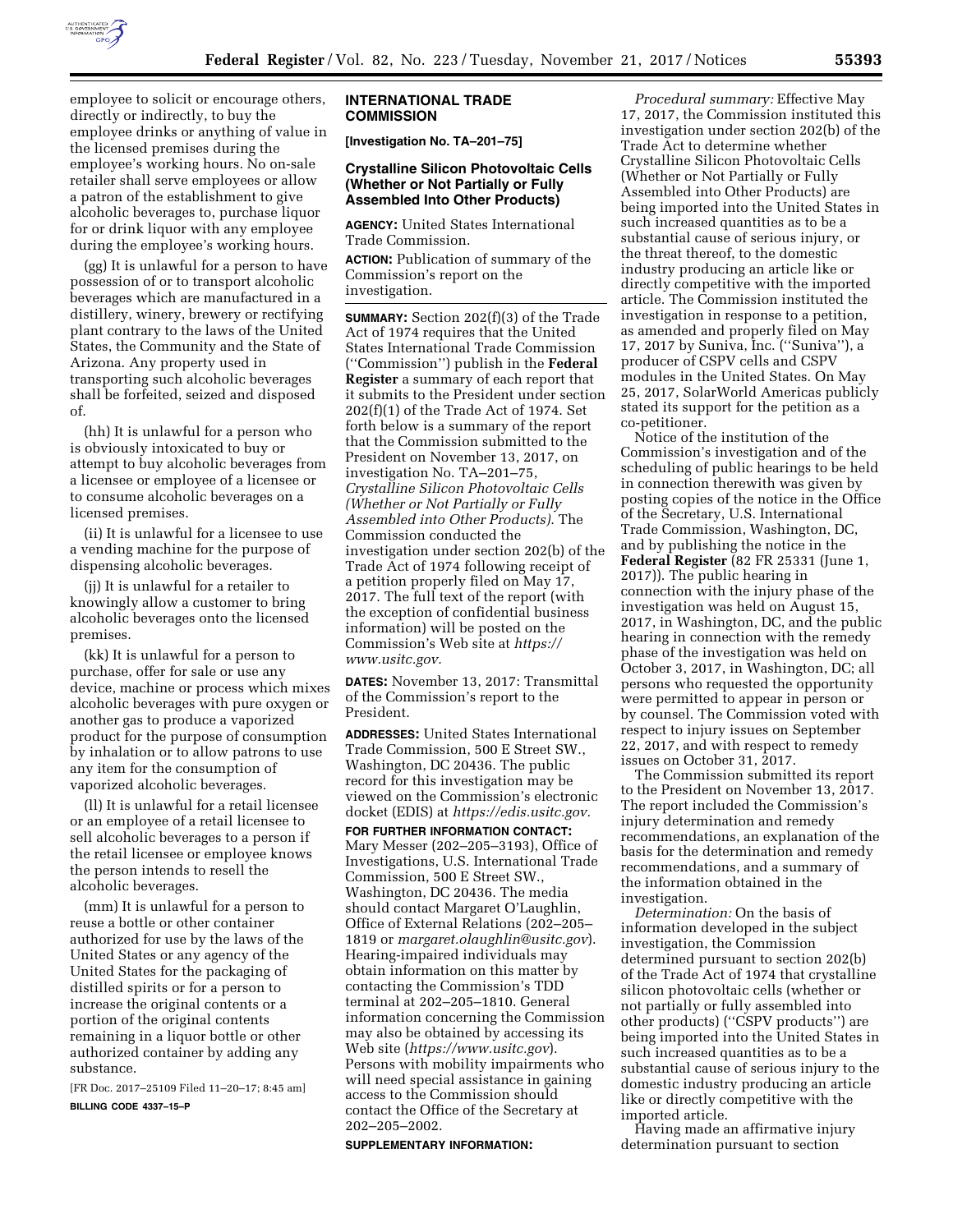employee to solicit or encourage others, directly or indirectly, to buy the employee drinks or anything of value in the licensed premises during the employee's working hours. No on-sale retailer shall serve employees or allow a patron of the establishment to give alcoholic beverages to, purchase liquor for or drink liquor with any employee during the employee's working hours.

(gg) It is unlawful for a person to have possession of or to transport alcoholic beverages which are manufactured in a distillery, winery, brewery or rectifying plant contrary to the laws of the United States, the Community and the State of Arizona. Any property used in transporting such alcoholic beverages shall be forfeited, seized and disposed of.

(hh) It is unlawful for a person who is obviously intoxicated to buy or attempt to buy alcoholic beverages from a licensee or employee of a licensee or to consume alcoholic beverages on a licensed premises.

(ii) It is unlawful for a licensee to use a vending machine for the purpose of dispensing alcoholic beverages.

(jj) It is unlawful for a retailer to knowingly allow a customer to bring alcoholic beverages onto the licensed premises.

(kk) It is unlawful for a person to purchase, offer for sale or use any device, machine or process which mixes alcoholic beverages with pure oxygen or another gas to produce a vaporized product for the purpose of consumption by inhalation or to allow patrons to use any item for the consumption of vaporized alcoholic beverages.

(ll) It is unlawful for a retail licensee or an employee of a retail licensee to sell alcoholic beverages to a person if the retail licensee or employee knows the person intends to resell the alcoholic beverages.

(mm) It is unlawful for a person to reuse a bottle or other container authorized for use by the laws of the United States or any agency of the United States for the packaging of distilled spirits or for a person to increase the original contents or a portion of the original contents remaining in a liquor bottle or other authorized container by adding any substance.

[FR Doc. 2017–25109 Filed 11–20–17; 8:45 am]

**BILLING CODE 4337–15–P**

## INTERNATIONAL TRADE COMMISSION

**[Investigation No. TA–201–75]**

### Crystalline Silicon Photovoltaic Cells (Whether or Not Partially or Fully Assembled Into Other Products)

**AGENCY:** United States International Trade Commission.

**ACTION:** Publication of summary of the Commission's report on the investigation.

**SUMMARY:** Section 202(f)(3) of the Trade Act of 1974 requires that the United States International Trade Commission ("Commission") publish in the **Federal Register** a summary of each report that it submits to the President under section 202(f)(1) of the Trade Act of 1974. Set forth below is a summary of the report that the Commission submitted to the President on November 13, 2017, on investigation No. TA–201–75, *Crystalline Silicon Photovoltaic Cells (Whether or Not Partially or Fully Assembled into Other Products).* The Commission conducted the investigation under section 202(b) of the Trade Act of 1974 following receipt of a petition properly filed on May 17, 2017. The full text of the report (with the exception of confidential business information) will be posted on the Commission's Web site at *https://www.usitc.gov.*

**DATES:** November 13, 2017: Transmittal of the Commission's report to the President.

**ADDRESSES:** United States International Trade Commission, 500 E Street SW., Washington, DC 20436. The public record for this investigation may be viewed on the Commission's electronic docket (EDIS) at *https://edis.usitc.gov.*

**FOR FURTHER INFORMATION CONTACT:** Mary Messer (202–205–3193), Office of Investigations, U.S. International Trade Commission, 500 E Street SW., Washington, DC 20436. The media should contact Margaret O'Laughlin, Office of External Relations (202–205–1819 or *margaret.olaughlin@usitc.gov*). Hearing-impaired individuals may obtain information on this matter by contacting the Commission's TDD terminal at 202–205–1810. General information concerning the Commission may also be obtained by accessing its Web site (*https://www.usitc.gov*). Persons with mobility impairments who will need special assistance in gaining access to the Commission should contact the Office of the Secretary at 202–205–2002.

**SUPPLEMENTARY INFORMATION:**

*Procedural summary:* Effective May 17, 2017, the Commission instituted this investigation under section 202(b) of the Trade Act to determine whether Crystalline Silicon Photovoltaic Cells (Whether or Not Partially or Fully Assembled into Other Products) are being imported into the United States in such increased quantities as to be a substantial cause of serious injury, or the threat thereof, to the domestic industry producing an article like or directly competitive with the imported article. The Commission instituted the investigation in response to a petition, as amended and properly filed on May 17, 2017 by Suniva, Inc. ("Suniva"), a producer of CSPV cells and CSPV modules in the United States. On May 25, 2017, SolarWorld Americas publicly stated its support for the petition as a co-petitioner.

Notice of the institution of the Commission's investigation and of the scheduling of public hearings to be held in connection therewith was given by posting copies of the notice in the Office of the Secretary, U.S. International Trade Commission, Washington, DC, and by publishing the notice in the **Federal Register** (82 FR 25331 (June 1, 2017)). The public hearing in connection with the injury phase of the investigation was held on August 15, 2017, in Washington, DC, and the public hearing in connection with the remedy phase of the investigation was held on October 3, 2017, in Washington, DC; all persons who requested the opportunity were permitted to appear in person or by counsel. The Commission voted with respect to injury issues on September 22, 2017, and with respect to remedy issues on October 31, 2017.

The Commission submitted its report to the President on November 13, 2017. The report included the Commission's injury determination and remedy recommendations, an explanation of the basis for the determination and remedy recommendations, and a summary of the information obtained in the investigation.

*Determination:* On the basis of information developed in the subject investigation, the Commission determined pursuant to section 202(b) of the Trade Act of 1974 that crystalline silicon photovoltaic cells (whether or not partially or fully assembled into other products) ("CSPV products") are being imported into the United States in such increased quantities as to be a substantial cause of serious injury to the domestic industry producing an article like or directly competitive with the imported article.

Having made an affirmative injury determination pursuant to section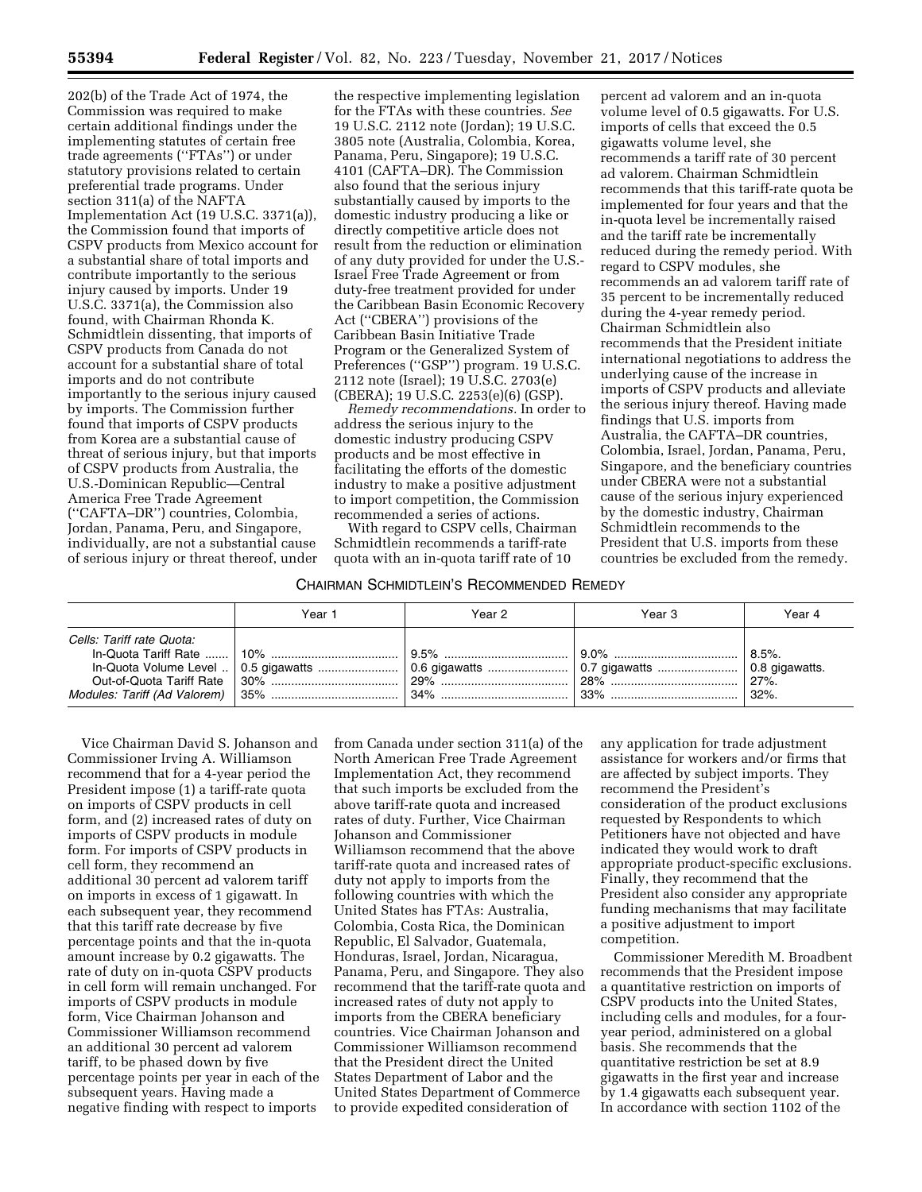202(b) of the Trade Act of 1974, the Commission was required to make certain additional findings under the implementing statutes of certain free trade agreements (''FTAs'') or under statutory provisions related to certain preferential trade programs. Under section 311(a) of the NAFTA Implementation Act (19 U.S.C. 3371(a)), the Commission found that imports of CSPV products from Mexico account for a substantial share of total imports and contribute importantly to the serious injury caused by imports. Under 19 U.S.C. 3371(a), the Commission also found, with Chairman Rhonda K. Schmidtlein dissenting, that imports of CSPV products from Canada do not account for a substantial share of total imports and do not contribute importantly to the serious injury caused by imports. The Commission further found that imports of CSPV products from Korea are a substantial cause of threat of serious injury, but that imports of CSPV products from Australia, the U.S.-Dominican Republic—Central America Free Trade Agreement (''CAFTA–DR'') countries, Colombia, Jordan, Panama, Peru, and Singapore, individually, are not a substantial cause of serious injury or threat thereof, under the respective implementing legislation for the FTAs with these countries. *See* 19 U.S.C. 2112 note (Jordan); 19 U.S.C. 3805 note (Australia, Colombia, Korea, Panama, Peru, Singapore); 19 U.S.C. 4101 (CAFTA–DR). The Commission also found that the serious injury substantially caused by imports to the domestic industry producing a like or directly competitive article does not result from the reduction or elimination of any duty provided for under the U.S.-Israel Free Trade Agreement or from duty-free treatment provided for under the Caribbean Basin Economic Recovery Act (''CBERA'') provisions of the Caribbean Basin Initiative Trade Program or the Generalized System of Preferences (''GSP'') program. 19 U.S.C. 2112 note (Israel); 19 U.S.C. 2703(e) (CBERA); 19 U.S.C. 2253(e)(6) (GSP).

*Remedy recommendations.* In order to address the serious injury to the domestic industry producing CSPV products and be most effective in facilitating the efforts of the domestic industry to make a positive adjustment to import competition, the Commission recommended a series of actions.

With regard to CSPV cells, Chairman Schmidtlein recommends a tariff-rate quota with an in-quota tariff rate of 10 percent ad valorem and an in-quota volume level of 0.5 gigawatts. For U.S. imports of cells that exceed the 0.5 gigawatts volume level, she recommends a tariff rate of 30 percent ad valorem. Chairman Schmidtlein recommends that this tariff-rate quota be implemented for four years and that the in-quota level be incrementally raised and the tariff rate be incrementally reduced during the remedy period. With regard to CSPV modules, she recommends an ad valorem tariff rate of 35 percent to be incrementally reduced during the 4-year remedy period. Chairman Schmidtlein also recommends that the President initiate international negotiations to address the underlying cause of the increase in imports of CSPV products and alleviate the serious injury thereof. Having made findings that U.S. imports from Australia, the CAFTA–DR countries, Colombia, Israel, Jordan, Panama, Peru, Singapore, and the beneficiary countries under CBERA were not a substantial cause of the serious injury experienced by the domestic industry, Chairman Schmidtlein recommends to the President that U.S. imports from these countries be excluded from the remedy.

CHAIRMAN SCHMIDTLEIN'S RECOMMENDED REMEDY

| | Year 1 | Year 2 | Year 3 | Year 4 |
|---|---|---|---|---|
| *Cells: Tariff rate Quota:* | | | | |
| In-Quota Tariff Rate | 10% | 9.5% | 9.0% | 8.5%. |
| In-Quota Volume Level | 0.5 gigawatts | 0.6 gigawatts | 0.7 gigawatts | 0.8 gigawatts. |
| Out-of-Quota Tariff Rate | 30% | 29% | 28% | 27%. |
| *Modules: Tariff (Ad Valorem)* | 35% | 34% | 33% | 32%. |

Vice Chairman David S. Johanson and Commissioner Irving A. Williamson recommend that for a 4-year period the President impose (1) a tariff-rate quota on imports of CSPV products in cell form, and (2) increased rates of duty on imports of CSPV products in module form. For imports of CSPV products in cell form, they recommend an additional 30 percent ad valorem tariff on imports in excess of 1 gigawatt. In each subsequent year, they recommend that this tariff rate decrease by five percentage points and that the in-quota amount increase by 0.2 gigawatts. The rate of duty on in-quota CSPV products in cell form will remain unchanged. For imports of CSPV products in module form, Vice Chairman Johanson and Commissioner Williamson recommend an additional 30 percent ad valorem tariff, to be phased down by five percentage points per year in each of the subsequent years. Having made a negative finding with respect to imports from Canada under section 311(a) of the North American Free Trade Agreement Implementation Act, they recommend that such imports be excluded from the above tariff-rate quota and increased rates of duty. Further, Vice Chairman Johanson and Commissioner Williamson recommend that the above tariff-rate quota and increased rates of duty not apply to imports from the following countries with which the United States has FTAs: Australia, Colombia, Costa Rica, the Dominican Republic, El Salvador, Guatemala, Honduras, Israel, Jordan, Nicaragua, Panama, Peru, and Singapore. They also recommend that the tariff-rate quota and increased rates of duty not apply to imports from the CBERA beneficiary countries. Vice Chairman Johanson and Commissioner Williamson recommend that the President direct the United States Department of Labor and the United States Department of Commerce to provide expedited consideration of any application for trade adjustment assistance for workers and/or firms that are affected by subject imports. They recommend the President's consideration of the product exclusions requested by Respondents to which Petitioners have not objected and have indicated they would work to draft appropriate product-specific exclusions. Finally, they recommend that the President also consider any appropriate funding mechanisms that may facilitate a positive adjustment to import competition.

Commissioner Meredith M. Broadbent recommends that the President impose a quantitative restriction on imports of CSPV products into the United States, including cells and modules, for a four-year period, administered on a global basis. She recommends that the quantitative restriction be set at 8.9 gigawatts in the first year and increase by 1.4 gigawatts each subsequent year. In accordance with section 1102 of the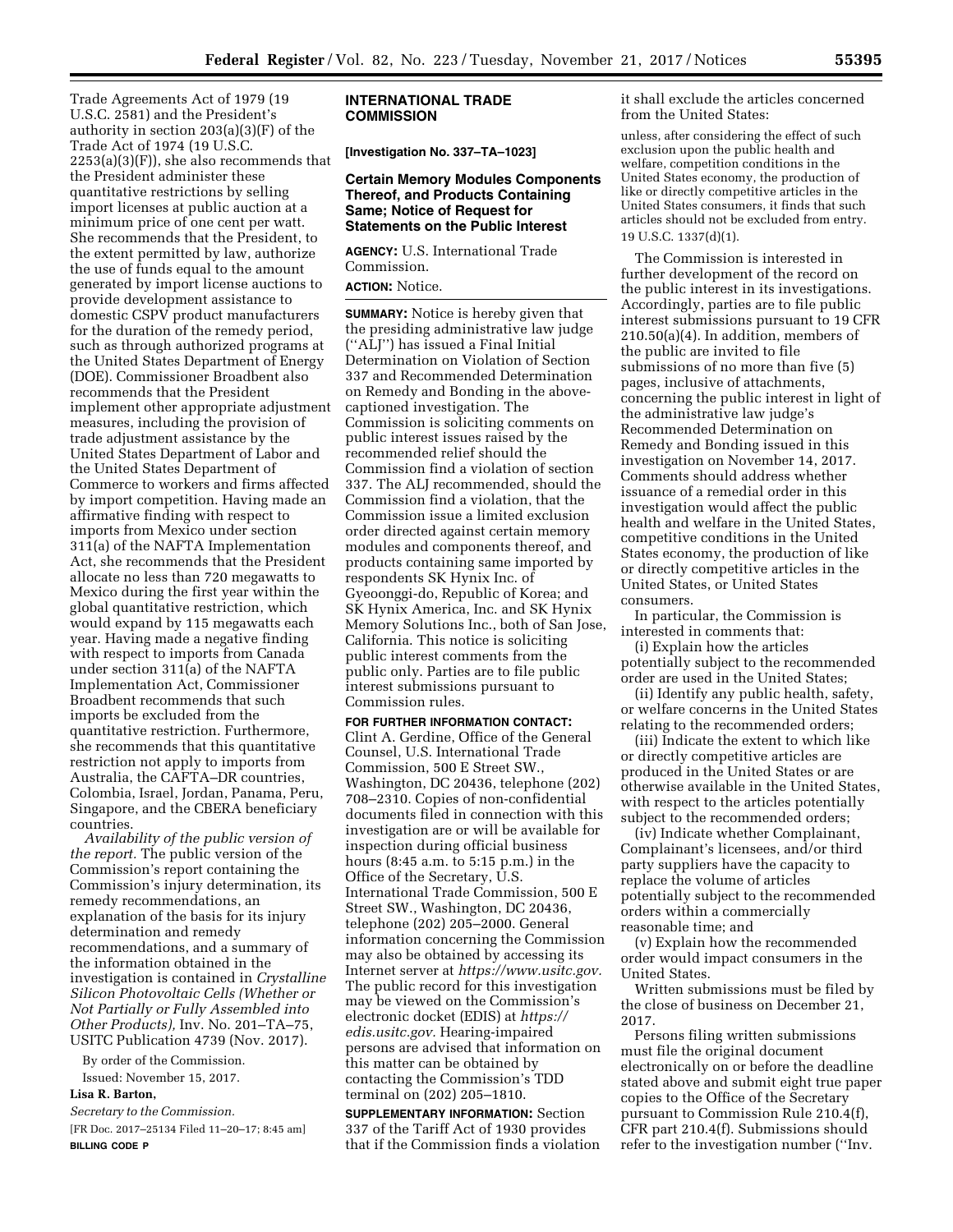Trade Agreements Act of 1979 (19 U.S.C. 2581) and the President's authority in section 203(a)(3)(F) of the Trade Act of 1974 (19 U.S.C. 2253(a)(3)(F)), she also recommends that the President administer these quantitative restrictions by selling import licenses at public auction at a minimum price of one cent per watt. She recommends that the President, to the extent permitted by law, authorize the use of funds equal to the amount generated by import license auctions to provide development assistance to domestic CSPV product manufacturers for the duration of the remedy period, such as through authorized programs at the United States Department of Energy (DOE). Commissioner Broadbent also recommends that the President implement other appropriate adjustment measures, including the provision of trade adjustment assistance by the United States Department of Labor and the United States Department of Commerce to workers and firms affected by import competition. Having made an affirmative finding with respect to imports from Mexico under section 311(a) of the NAFTA Implementation Act, she recommends that the President allocate no less than 720 megawatts to Mexico during the first year within the global quantitative restriction, which would expand by 115 megawatts each year. Having made a negative finding with respect to imports from Canada under section 311(a) of the NAFTA Implementation Act, Commissioner Broadbent recommends that such imports be excluded from the quantitative restriction. Furthermore, she recommends that this quantitative restriction not apply to imports from Australia, the CAFTA–DR countries, Colombia, Israel, Jordan, Panama, Peru, Singapore, and the CBERA beneficiary countries.

*Availability of the public version of the report.* The public version of the Commission's report containing the Commission's injury determination, its remedy recommendations, an explanation of the basis for its injury determination and remedy recommendations, and a summary of the information obtained in the investigation is contained in *Crystalline Silicon Photovoltaic Cells (Whether or Not Partially or Fully Assembled into Other Products),* Inv. No. 201–TA–75, USITC Publication 4739 (Nov. 2017).

By order of the Commission.

Issued: November 15, 2017.

**Lisa R. Barton,**

*Secretary to the Commission.*

[FR Doc. 2017–25134 Filed 11–20–17; 8:45 am]

**BILLING CODE P**

## INTERNATIONAL TRADE COMMISSION

**[Investigation No. 337–TA–1023]**

### Certain Memory Modules Components Thereof, and Products Containing Same; Notice of Request for Statements on the Public Interest

**AGENCY:** U.S. International Trade Commission.

**ACTION:** Notice.

**SUMMARY:** Notice is hereby given that the presiding administrative law judge (''ALJ'') has issued a Final Initial Determination on Violation of Section 337 and Recommended Determination on Remedy and Bonding in the above-captioned investigation. The Commission is soliciting comments on public interest issues raised by the recommended relief should the Commission find a violation of section 337. The ALJ recommended, should the Commission find a violation, that the Commission issue a limited exclusion order directed against certain memory modules and components thereof, and products containing same imported by respondents SK Hynix Inc. of Gyeoonggi-do, Republic of Korea; and SK Hynix America, Inc. and SK Hynix Memory Solutions Inc., both of San Jose, California. This notice is soliciting public interest comments from the public only. Parties are to file public interest submissions pursuant to Commission rules.

**FOR FURTHER INFORMATION CONTACT:** Clint A. Gerdine, Office of the General Counsel, U.S. International Trade Commission, 500 E Street SW., Washington, DC 20436, telephone (202) 708–2310. Copies of non-confidential documents filed in connection with this investigation are or will be available for inspection during official business hours (8:45 a.m. to 5:15 p.m.) in the Office of the Secretary, U.S. International Trade Commission, 500 E Street SW., Washington, DC 20436, telephone (202) 205–2000. General information concerning the Commission may also be obtained by accessing its Internet server at *https://www.usitc.gov.* The public record for this investigation may be viewed on the Commission's electronic docket (EDIS) at *https://edis.usitc.gov.* Hearing-impaired persons are advised that information on this matter can be obtained by contacting the Commission's TDD terminal on (202) 205–1810.

**SUPPLEMENTARY INFORMATION:** Section 337 of the Tariff Act of 1930 provides that if the Commission finds a violation it shall exclude the articles concerned from the United States:

> unless, after considering the effect of such exclusion upon the public health and welfare, competition conditions in the United States economy, the production of like or directly competitive articles in the United States consumers, it finds that such articles should not be excluded from entry.
>
> 19 U.S.C. 1337(d)(1).

The Commission is interested in further development of the record on the public interest in its investigations. Accordingly, parties are to file public interest submissions pursuant to 19 CFR 210.50(a)(4). In addition, members of the public are invited to file submissions of no more than five (5) pages, inclusive of attachments, concerning the public interest in light of the administrative law judge's Recommended Determination on Remedy and Bonding issued in this investigation on November 14, 2017. Comments should address whether issuance of a remedial order in this investigation would affect the public health and welfare in the United States, competitive conditions in the United States economy, the production of like or directly competitive articles in the United States, or United States consumers.

In particular, the Commission is interested in comments that:

(i) Explain how the articles potentially subject to the recommended order are used in the United States;

(ii) Identify any public health, safety, or welfare concerns in the United States relating to the recommended orders;

(iii) Indicate the extent to which like or directly competitive articles are produced in the United States or are otherwise available in the United States, with respect to the articles potentially subject to the recommended orders;

(iv) Indicate whether Complainant, Complainant's licensees, and/or third party suppliers have the capacity to replace the volume of articles potentially subject to the recommended orders within a commercially reasonable time; and

(v) Explain how the recommended order would impact consumers in the United States.

Written submissions must be filed by the close of business on December 21, 2017.

Persons filing written submissions must file the original document electronically on or before the deadline stated above and submit eight true paper copies to the Office of the Secretary pursuant to Commission Rule 210.4(f), CFR part 210.4(f). Submissions should refer to the investigation number (''Inv.